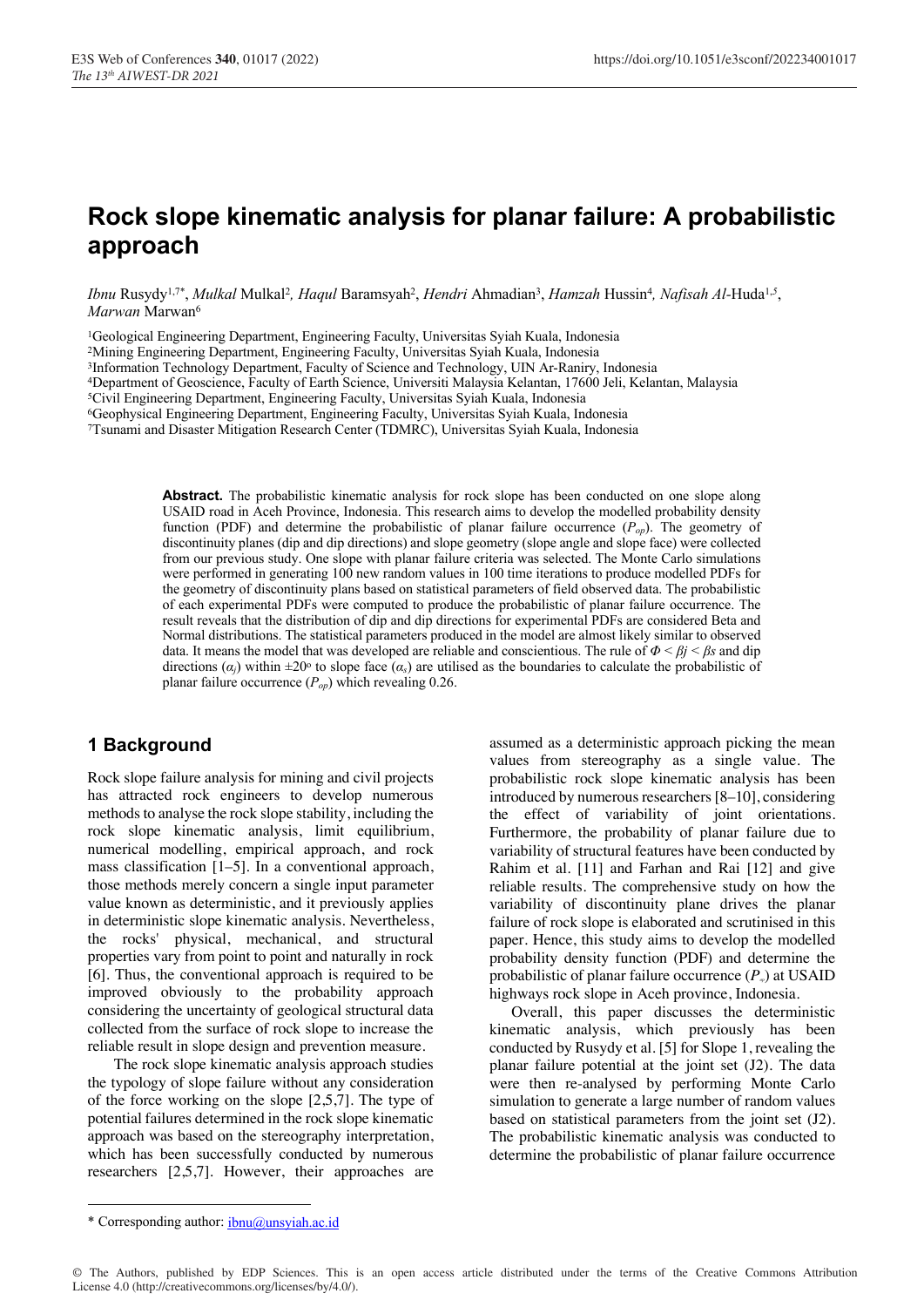# Rock slope kinematic analysis for planar failure: A probabilistic approach

*Ibnu* Rusydy[1,7*], *Mulkal* Mulkal[2], *Haqul* Baramsyah[2], *Hendri* Ahmadian[3], *Hamzah* Hussin[4], *Nafisah Al*-Huda[1,5], *Marwan* Marwan[6]

[1]Geological Engineering Department, Engineering Faculty, Universitas Syiah Kuala, Indonesia
[2]Mining Engineering Department, Engineering Faculty, Universitas Syiah Kuala, Indonesia
[3]Information Technology Department, Faculty of Science and Technology, UIN Ar-Raniry, Indonesia
[4]Department of Geoscience, Faculty of Earth Science, Universiti Malaysia Kelantan, 17600 Jeli, Kelantan, Malaysia
[5]Civil Engineering Department, Engineering Faculty, Universitas Syiah Kuala, Indonesia
[6]Geophysical Engineering Department, Engineering Faculty, Universitas Syiah Kuala, Indonesia
[7]Tsunami and Disaster Mitigation Research Center (TDMRC), Universitas Syiah Kuala, Indonesia

**Abstract.** The probabilistic kinematic analysis for rock slope has been conducted on one slope along USAID road in Aceh Province, Indonesia. This research aims to develop the modelled probability density function (PDF) and determine the probabilistic of planar failure occurrence ($P_{op}$). The geometry of discontinuity planes (dip and dip directions) and slope geometry (slope angle and slope face) were collected from our previous study. One slope with planar failure criteria was selected. The Monte Carlo simulations were performed in generating 100 new random values in 100 time iterations to produce modelled PDFs for the geometry of discontinuity plans based on statistical parameters of field observed data. The probabilistic of each experimental PDFs were computed to produce the probabilistic of planar failure occurrence. The result reveals that the distribution of dip and dip directions for experimental PDFs are considered Beta and Normal distributions. The statistical parameters produced in the model are almost likely similar to observed data. It means the model that was developed are reliable and conscientious. The rule of $\Phi < \beta j < \beta s$ and dip directions ($\alpha_j$) within ±20° to slope face ($\alpha_s$) are utilised as the boundaries to calculate the probabilistic of planar failure occurrence ($P_{op}$) which revealing 0.26.

## 1 Background

Rock slope failure analysis for mining and civil projects has attracted rock engineers to develop numerous methods to analyse the rock slope stability, including the rock slope kinematic analysis, limit equilibrium, numerical modelling, empirical approach, and rock mass classification [1–5]. In a conventional approach, those methods merely concern a single input parameter value known as deterministic, and it previously applies in deterministic slope kinematic analysis. Nevertheless, the rocks' physical, mechanical, and structural properties vary from point to point and naturally in rock [6]. Thus, the conventional approach is required to be improved obviously to the probability approach considering the uncertainty of geological structural data collected from the surface of rock slope to increase the reliable result in slope design and prevention measure.

The rock slope kinematic analysis approach studies the typology of slope failure without any consideration of the force working on the slope [2,5,7]. The type of potential failures determined in the rock slope kinematic approach was based on the stereography interpretation, which has been successfully conducted by numerous researchers [2,5,7]. However, their approaches are assumed as a deterministic approach picking the mean values from stereography as a single value. The probabilistic rock slope kinematic analysis has been introduced by numerous researchers [8–10], considering the effect of variability of joint orientations. Furthermore, the probability of planar failure due to variability of structural features have been conducted by Rahim et al. [11] and Farhan and Rai [12] and give reliable results. The comprehensive study on how the variability of discontinuity plane drives the planar failure of rock slope is elaborated and scrutinised in this paper. Hence, this study aims to develop the modelled probability density function (PDF) and determine the probabilistic of planar failure occurrence ($P_{o}$) at USAID highways rock slope in Aceh province, Indonesia.

Overall, this paper discusses the deterministic kinematic analysis, which previously has been conducted by Rusydy et al. [5] for Slope 1, revealing the planar failure potential at the joint set (J2). The data were then re-analysed by performing Monte Carlo simulation to generate a large number of random values based on statistical parameters from the joint set (J2). The probabilistic kinematic analysis was conducted to determine the probabilistic of planar failure occurrence

\* Corresponding author: ibnu@unsyiah.ac.id

© The Authors, published by EDP Sciences. This is an open access article distributed under the terms of the Creative Commons Attribution License 4.0 (http://creativecommons.org/licenses/by/4.0/).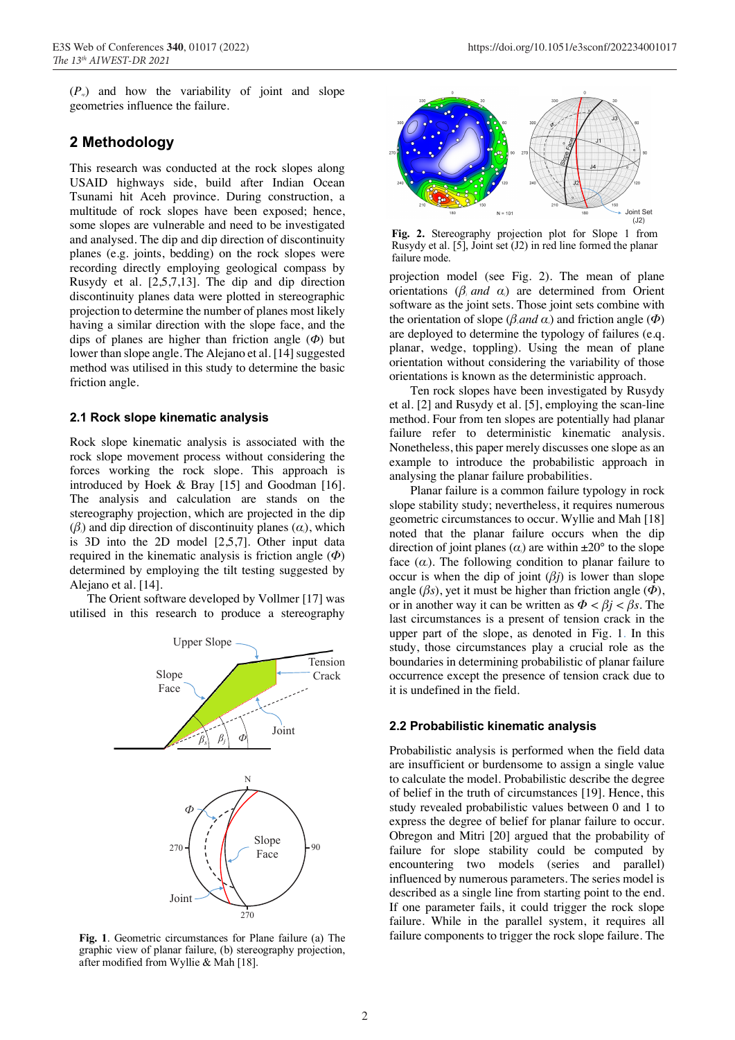($P_{\%}$) and how the variability of joint and slope geometries influence the failure.

## 2 Methodology

This research was conducted at the rock slopes along USAID highways side, build after Indian Ocean Tsunami hit Aceh province. During construction, a multitude of rock slopes have been exposed; hence, some slopes are vulnerable and need to be investigated and analysed. The dip and dip direction of discontinuity planes (e.g. joints, bedding) on the rock slopes were recording directly employing geological compass by Rusydy et al. [2,5,7,13]. The dip and dip direction discontinuity planes data were plotted in stereographic projection to determine the number of planes most likely having a similar direction with the slope face, and the dips of planes are higher than friction angle ($\Phi$) but lower than slope angle. The Alejano et al. [14] suggested method was utilised in this study to determine the basic friction angle.

### 2.1 Rock slope kinematic analysis

Rock slope kinematic analysis is associated with the rock slope movement process without considering the forces working the rock slope. This approach is introduced by Hoek & Bray [15] and Goodman [16]. The analysis and calculation are stands on the stereography projection, which are projected in the dip ($\beta$) and dip direction of discontinuity planes ($\alpha$), which is 3D into the 2D model [2,5,7]. Other input data required in the kinematic analysis is friction angle ($\Phi$) determined by employing the tilt testing suggested by Alejano et al. [14].

The Orient software developed by Vollmer [17] was utilised in this research to produce a stereography projection model (see Fig. 2). The mean of plane orientations ($\beta_j$ and $\alpha_j$) are determined from Orient software as the joint sets. Those joint sets combine with the orientation of slope ($\beta_s$ and $\alpha_s$) and friction angle ($\Phi$) are deployed to determine the typology of failures (e.g. planar, wedge, toppling). Using the mean of plane orientation without considering the variability of those orientations is known as the deterministic approach.

Fig. 1. Geometric circumstances for Plane failure (a) The graphic view of planar failure, (b) stereography projection, after modified from Wyllie & Mah [18].

Fig. 2. Stereography projection plot for Slope 1 from Rusydy et al. [5], Joint set (J2) in red line formed the planar failure mode.

Ten rock slopes have been investigated by Rusydy et al. [2] and Rusydy et al. [5], employing the scan-line method. Four from ten slopes are potentially had planar failure refer to deterministic kinematic analysis. Nonetheless, this paper merely discusses one slope as an example to introduce the probabilistic approach in analysing the planar failure probabilities.

Planar failure is a common failure typology in rock slope stability study; nevertheless, it requires numerous geometric circumstances to occur. Wyllie and Mah [18] noted that the planar failure occurs when the dip direction of joint planes ($\alpha_j$) are within ±20° to the slope face ($\alpha_s$). The following condition to planar failure to occur is when the dip of joint ($\beta j$) is lower than slope angle ($\beta s$), yet it must be higher than friction angle ($\Phi$), or in another way it can be written as $\Phi < \beta j < \beta s$. The last circumstances is a present of tension crack in the upper part of the slope, as denoted in Fig. 1. In this study, those circumstances play a crucial role as the boundaries in determining probabilistic of planar failure occurrence except the presence of tension crack due to it is undefined in the field.

### 2.2 Probabilistic kinematic analysis

Probabilistic analysis is performed when the field data are insufficient or burdensome to assign a single value to calculate the model. Probabilistic describe the degree of belief in the truth of circumstances [19]. Hence, this study revealed probabilistic values between 0 and 1 to express the degree of belief for planar failure to occur. Obregon and Mitri [20] argued that the probability of failure for slope stability could be computed by encountering two models (series and parallel) influenced by numerous parameters. The series model is described as a single line from starting point to the end. If one parameter fails, it could trigger the rock slope failure. While in the parallel system, it requires all failure components to trigger the rock slope failure. The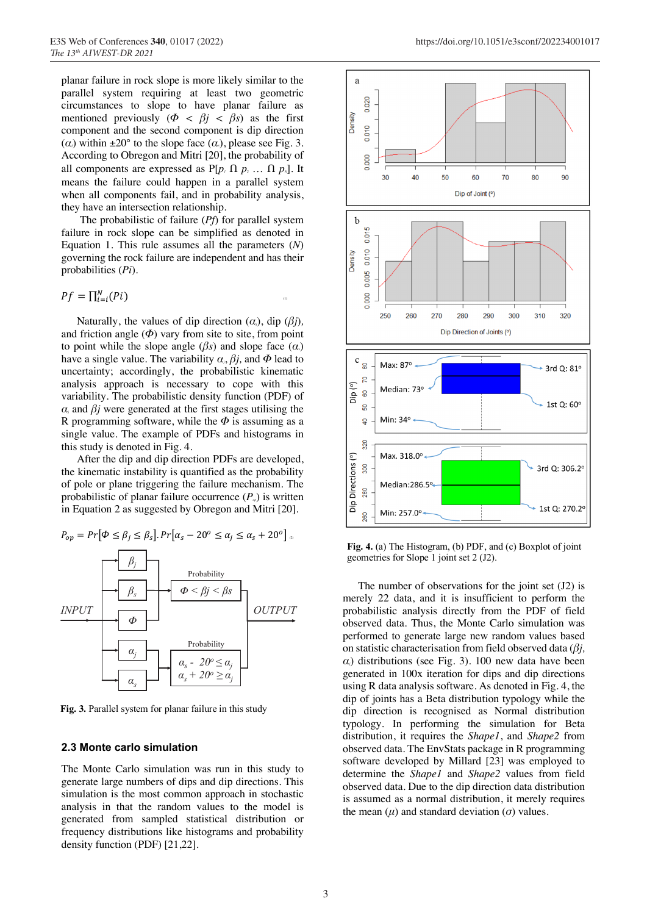planar failure in rock slope is more likely similar to the parallel system requiring at least two geometric circumstances to slope to have planar failure as mentioned previously ($\Phi < \beta j < \beta s$) as the first component and the second component is dip direction ($\alpha$) within ±20° to the slope face ($\alpha$), please see Fig. 3. According to Obregon and Mitri [20], the probability of all components are expressed as P[$p_1 \cap p_2 \ldots \cap p_n$]. It means the failure could happen in a parallel system when all components fail, and in probability analysis, they have an intersection relationship.

The probabilistic of failure (*Pf*) for parallel system failure in rock slope can be simplified as denoted in Equation 1. This rule assumes all the parameters (*N*) governing the rock failure are independent and has their probabilities (*Pi*).

$$Pf = \prod_{i=i}^{N}(Pi) \quad (1)$$

Naturally, the values of dip direction ($\alpha$), dip ($\beta j$), and friction angle ($\Phi$) vary from site to site, from point to point while the slope angle ($\beta s$) and slope face ($\alpha$) have a single value. The variability $\alpha$, $\beta j$, and $\Phi$ lead to uncertainty; accordingly, the probabilistic kinematic analysis approach is necessary to cope with this uncertainty. The probability density function (PDF) of $\alpha$ and $\beta j$ were generated at the first stages utilising the R programming software, while the $\Phi$ is assuming as a single value. The example of PDFs and histograms in this study is denoted in Fig. 4.

After the dip and dip direction PDFs are developed, the kinematic instability is quantified as the probability of pole or plane triggering the failure mechanism. The probabilistic of planar failure occurrence ($P_{op}$) is written in Equation 2 as suggested by Obregon and Mitri [20].

$$P_{op} = Pr[\Phi \leq \beta_j \leq \beta_s].Pr[\alpha_s - 20^o \leq \alpha_j \leq \alpha_s + 20^o] \quad (2)$$

Fig. 3. Parallel system for planar failure in this study

## 2.3 Monte carlo simulation

The Monte Carlo simulation was run in this study to generate large numbers of dips and dip directions. This simulation is the most common approach in stochastic analysis in that the random values to the model is generated from sampled statistical distribution or frequency distributions like histograms and probability density function (PDF) [21,22].

Fig. 4. (a) The Histogram, (b) PDF, and (c) Boxplot of joint geometries for Slope 1 joint set 2 (J2).

The number of observations for the joint set (J2) is merely 22 data, and it is insufficient to perform the probabilistic analysis directly from the PDF of field observed data. Thus, the Monte Carlo simulation was performed to generate large new random values based on statistic characterisation from field observed data ($\beta j$, $\alpha$) distributions (see Fig. 3). 100 new data have been generated in 100x iteration for dips and dip directions using R data analysis software. As denoted in Fig. 4, the dip of joints has a Beta distribution typology while the dip direction is recognised as Normal distribution typology. In performing the simulation for Beta distribution, it requires the *Shape1*, and *Shape2* from observed data. The EnvStats package in R programming software developed by Millard [23] was employed to determine the *Shape1* and *Shape2* values from field observed data. Due to the dip direction data distribution is assumed as a normal distribution, it merely requires the mean ($\mu$) and standard deviation ($\sigma$) values.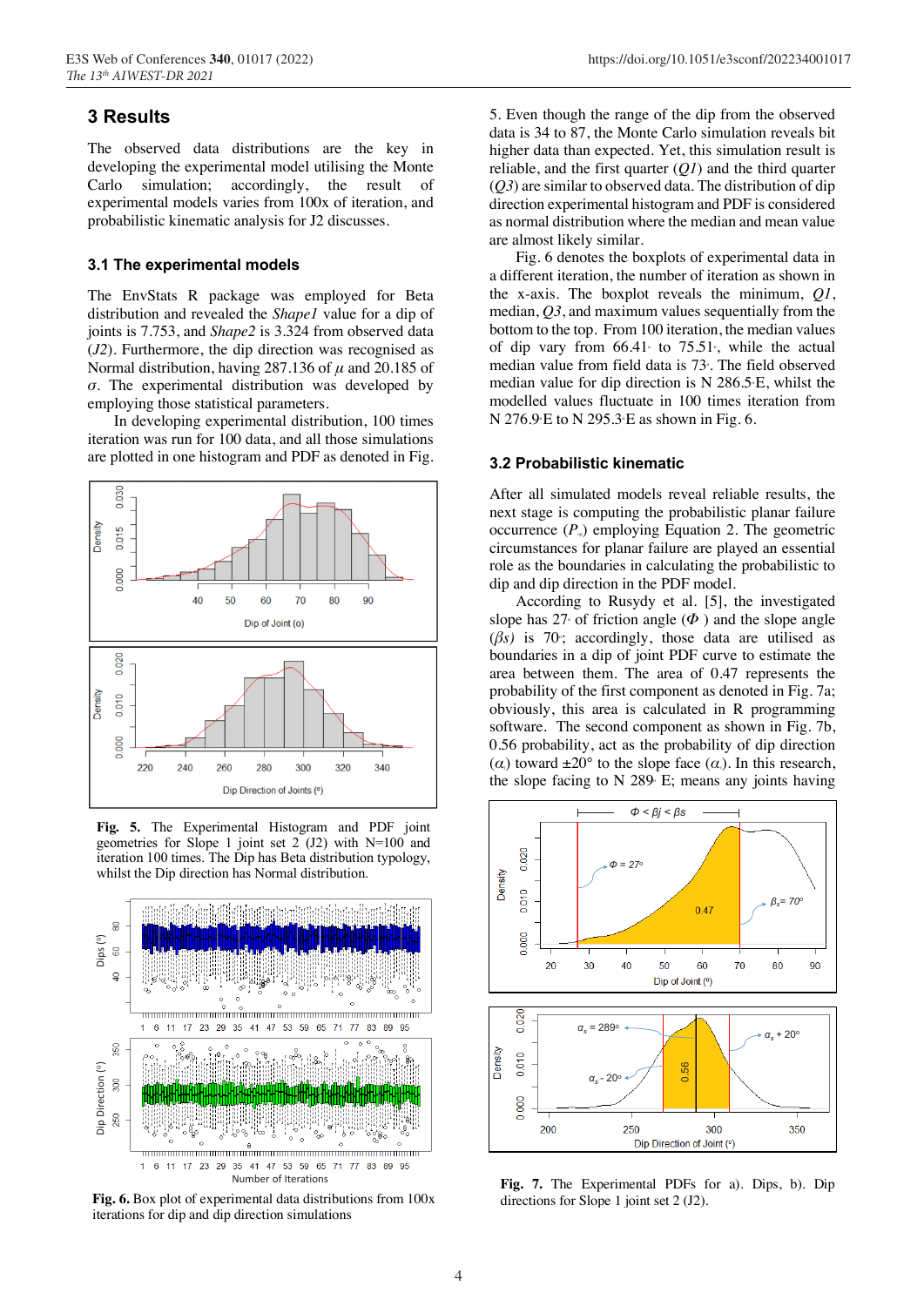## 3 Results

The observed data distributions are the key in developing the experimental model utilising the Monte Carlo simulation; accordingly, the result of experimental models varies from 100x of iteration, and probabilistic kinematic analysis for J2 discusses.

### 3.1 The experimental models

The EnvStats R package was employed for Beta distribution and revealed the *Shape1* value for a dip of joints is 7.753, and *Shape2* is 3.324 from observed data (*J2*). Furthermore, the dip direction was recognised as Normal distribution, having 287.136 of $\mu$ and 20.185 of $\sigma$. The experimental distribution was developed by employing those statistical parameters.

In developing experimental distribution, 100 times iteration was run for 100 data, and all those simulations are plotted in one histogram and PDF as denoted in Fig.

**Fig. 5.** The Experimental Histogram and PDF joint geometries for Slope 1 joint set 2 (J2) with N=100 and iteration 100 times. The Dip has Beta distribution typology, whilst the Dip direction has Normal distribution.

**Fig. 6.** Box plot of experimental data distributions from 100x iterations for dip and dip direction simulations

5. Even though the range of the dip from the observed data is 34 to 87, the Monte Carlo simulation reveals bit higher data than expected. Yet, this simulation result is reliable, and the first quarter (*Q1*) and the third quarter (*Q3*) are similar to observed data. The distribution of dip direction experimental histogram and PDF is considered as normal distribution where the median and mean value are almost likely similar.

Fig. 6 denotes the boxplots of experimental data in a different iteration, the number of iteration as shown in the x-axis. The boxplot reveals the minimum, *Q1*, median, *Q3*, and maximum values sequentially from the bottom to the top. From 100 iteration, the median values of dip vary from 66.41° to 75.51°, while the actual median value from field data is 73°. The field observed median value for dip direction is N 286.5°E, whilst the modelled values fluctuate in 100 times iteration from N 276.9°E to N 295.3°E as shown in Fig. 6.

### 3.2 Probabilistic kinematic

After all simulated models reveal reliable results, the next stage is computing the probabilistic planar failure occurrence ($P_{pf}$) employing Equation 2. The geometric circumstances for planar failure are played an essential role as the boundaries in calculating the probabilistic to dip and dip direction in the PDF model.

According to Rusydy et al. [5], the investigated slope has 27° of friction angle ($\Phi$) and the slope angle ($\beta s$) is 70°; accordingly, those data are utilised as boundaries in a dip of joint PDF curve to estimate the area between them. The area of 0.47 represents the probability of the first component as denoted in Fig. 7a; obviously, this area is calculated in R programming software. The second component as shown in Fig. 7b, 0.56 probability, act as the probability of dip direction ($\alpha$) toward ±20° to the slope face ($\alpha$). In this research, the slope facing to N 289° E; means any joints having

**Fig. 7.** The Experimental PDFs for a). Dips, b). Dip directions for Slope 1 joint set 2 (J2).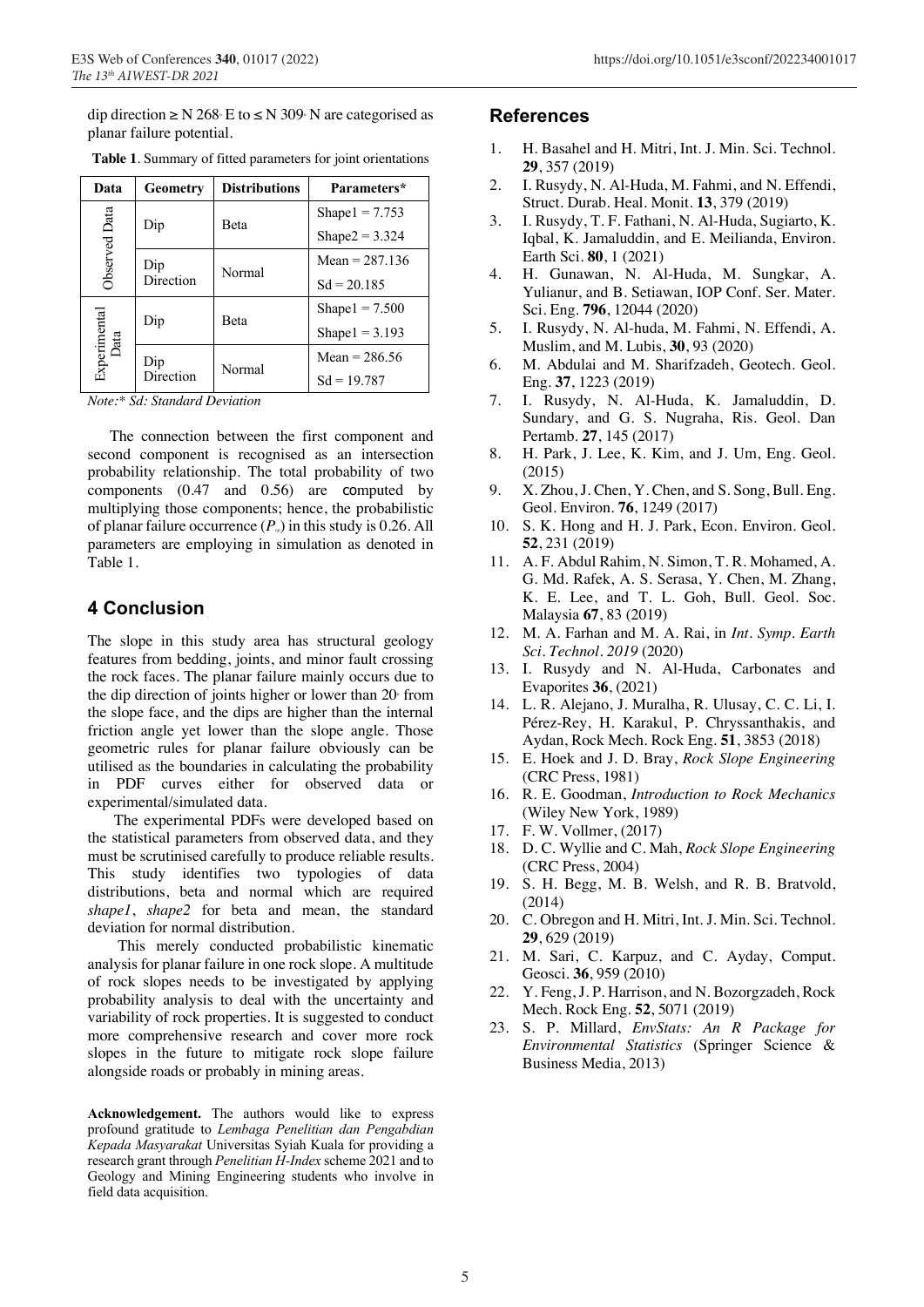dip direction ≥ N 268° E to ≤ N 309° N are categorised as planar failure potential.

**Table 1**. Summary of fitted parameters for joint orientations

| Data | Geometry | Distributions | Parameters* |
|---|---|---|---|
| Observed Data | Dip | Beta | Shape1 = 7.753 |
| | | | Shape2 = 3.324 |
| | Dip Direction | Normal | Mean = 287.136 |
| | | | Sd = 20.185 |
| Experimental Data | Dip | Beta | Shape1 = 7.500 |
| | | | Shape1 = 3.193 |
| | Dip Direction | Normal | Mean = 286.56 |
| | | | Sd = 19.787 |

*Note:\* Sd: Standard Deviation*

The connection between the first component and second component is recognised as an intersection probability relationship. The total probability of two components (0.47 and 0.56) are computed by multiplying those components; hence, the probabilistic of planar failure occurrence ($P_a$) in this study is 0.26. All parameters are employing in simulation as denoted in Table 1.

## 4 Conclusion

The slope in this study area has structural geology features from bedding, joints, and minor fault crossing the rock faces. The planar failure mainly occurs due to the dip direction of joints higher or lower than 20° from the slope face, and the dips are higher than the internal friction angle yet lower than the slope angle. Those geometric rules for planar failure obviously can be utilised as the boundaries in calculating the probability in PDF curves either for observed data or experimental/simulated data.

The experimental PDFs were developed based on the statistical parameters from observed data, and they must be scrutinised carefully to produce reliable results. This study identifies two typologies of data distributions, beta and normal which are required *shape1*, *shape2* for beta and mean, the standard deviation for normal distribution.

This merely conducted probabilistic kinematic analysis for planar failure in one rock slope. A multitude of rock slopes needs to be investigated by applying probability analysis to deal with the uncertainty and variability of rock properties. It is suggested to conduct more comprehensive research and cover more rock slopes in the future to mitigate rock slope failure alongside roads or probably in mining areas.

**Acknowledgement.** The authors would like to express profound gratitude to *Lembaga Penelitian dan Pengabdian Kepada Masyarakat* Universitas Syiah Kuala for providing a research grant through *Penelitian H-Index* scheme 2021 and to Geology and Mining Engineering students who involve in field data acquisition.

## References

1. H. Basahel and H. Mitri, Int. J. Min. Sci. Technol. **29**, 357 (2019)
2. I. Rusydy, N. Al-Huda, M. Fahmi, and N. Effendi, Struct. Durab. Heal. Monit. **13**, 379 (2019)
3. I. Rusydy, T. F. Fathani, N. Al-Huda, Sugiarto, K. Iqbal, K. Jamaluddin, and E. Meilianda, Environ. Earth Sci. **80**, 1 (2021)
4. H. Gunawan, N. Al-Huda, M. Sungkar, A. Yulianur, and B. Setiawan, IOP Conf. Ser. Mater. Sci. Eng. **796**, 12044 (2020)
5. I. Rusydy, N. Al-huda, M. Fahmi, N. Effendi, A. Muslim, and M. Lubis, **30**, 93 (2020)
6. M. Abdulai and M. Sharifzadeh, Geotech. Geol. Eng. **37**, 1223 (2019)
7. I. Rusydy, N. Al-Huda, K. Jamaluddin, D. Sundary, and G. S. Nugraha, Ris. Geol. Dan Pertamb. **27**, 145 (2017)
8. H. Park, J. Lee, K. Kim, and J. Um, Eng. Geol. (2015)
9. X. Zhou, J. Chen, Y. Chen, and S. Song, Bull. Eng. Geol. Environ. **76**, 1249 (2017)
10. S. K. Hong and H. J. Park, Econ. Environ. Geol. **52**, 231 (2019)
11. A. F. Abdul Rahim, N. Simon, T. R. Mohamed, A. G. Md. Rafek, A. S. Serasa, Y. Chen, M. Zhang, K. E. Lee, and T. L. Goh, Bull. Geol. Soc. Malaysia **67**, 83 (2019)
12. M. A. Farhan and M. A. Rai, in *Int. Symp. Earth Sci. Technol. 2019* (2020)
13. I. Rusydy and N. Al-Huda, Carbonates and Evaporites **36**, (2021)
14. L. R. Alejano, J. Muralha, R. Ulusay, C. C. Li, I. Pérez-Rey, H. Karakul, P. Chryssanthakis, and Aydan, Rock Mech. Rock Eng. **51**, 3853 (2018)
15. E. Hoek and J. D. Bray, *Rock Slope Engineering* (CRC Press, 1981)
16. R. E. Goodman, *Introduction to Rock Mechanics* (Wiley New York, 1989)
17. F. W. Vollmer, (2017)
18. D. C. Wyllie and C. Mah, *Rock Slope Engineering* (CRC Press, 2004)
19. S. H. Begg, M. B. Welsh, and R. B. Bratvold, (2014)
20. C. Obregon and H. Mitri, Int. J. Min. Sci. Technol. **29**, 629 (2019)
21. M. Sari, C. Karpuz, and C. Ayday, Comput. Geosci. **36**, 959 (2010)
22. Y. Feng, J. P. Harrison, and N. Bozorgzadeh, Rock Mech. Rock Eng. **52**, 5071 (2019)
23. S. P. Millard, *EnvStats: An R Package for Environmental Statistics* (Springer Science & Business Media, 2013)